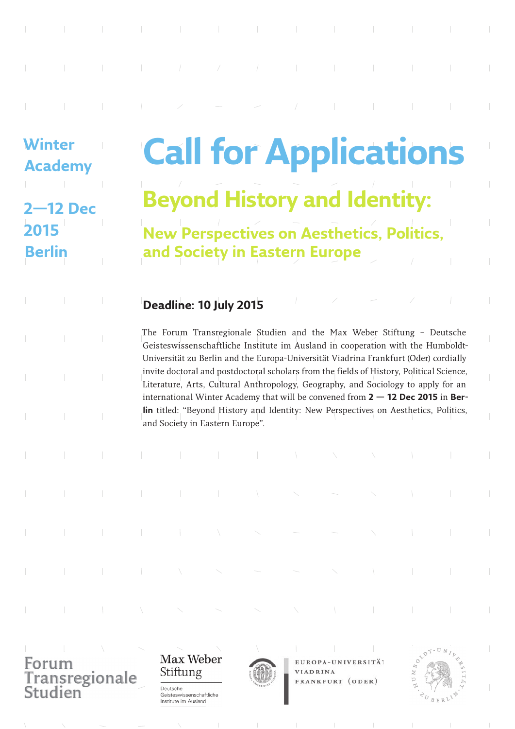Winter Academy

2—12 Dec 2015
Berlin

# Call for Applications

## Beyond History and Identity:

### New Perspectives on Aesthetics, Politics, and Society in Eastern Europe

**Deadline: 10 July 2015**

The Forum Transregionale Studien and the Max Weber Stiftung – Deutsche Geisteswissenschaftliche Institute im Ausland in cooperation with the Humboldt-Universität zu Berlin and the Europa-Universität Viadrina Frankfurt (Oder) cordially invite doctoral and postdoctoral scholars from the fields of History, Political Science, Literature, Arts, Cultural Anthropology, Geography, and Sociology to apply for an international Winter Academy that will be convened from **2 — 12 Dec 2015** in **Berlin** titled: "Beyond History and Identity: New Perspectives on Aesthetics, Politics, and Society in Eastern Europe".

Forum Transregionale Studien

Max Weber Stiftung
Deutsche Geisteswissenschaftliche Institute im Ausland

Europa-Universität Viadrina Frankfurt (Oder)

Humboldt-Universität zu Berlin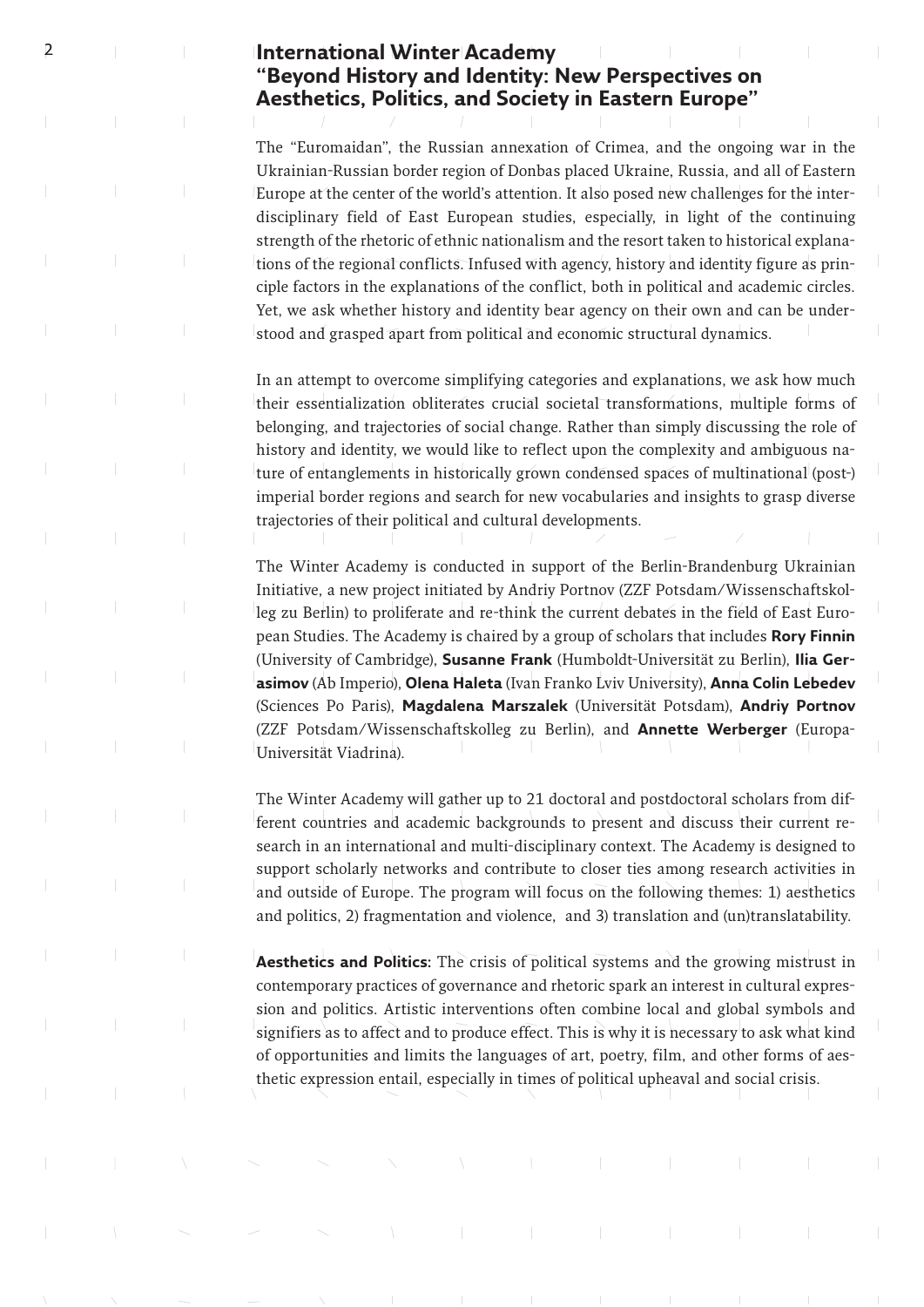# International Winter Academy
## "Beyond History and Identity: New Perspectives on Aesthetics, Politics, and Society in Eastern Europe"

The "Euromaidan", the Russian annexation of Crimea, and the ongoing war in the Ukrainian-Russian border region of Donbas placed Ukraine, Russia, and all of Eastern Europe at the center of the world's attention. It also posed new challenges for the interdisciplinary field of East European studies, especially, in light of the continuing strength of the rhetoric of ethnic nationalism and the resort taken to historical explanations of the regional conflicts. Infused with agency, history and identity figure as principle factors in the explanations of the conflict, both in political and academic circles. Yet, we ask whether history and identity bear agency on their own and can be understood and grasped apart from political and economic structural dynamics.

In an attempt to overcome simplifying categories and explanations, we ask how much their essentialization obliterates crucial societal transformations, multiple forms of belonging, and trajectories of social change. Rather than simply discussing the role of history and identity, we would like to reflect upon the complexity and ambiguous nature of entanglements in historically grown condensed spaces of multinational (post-) imperial border regions and search for new vocabularies and insights to grasp diverse trajectories of their political and cultural developments.

The Winter Academy is conducted in support of the Berlin-Brandenburg Ukrainian Initiative, a new project initiated by Andriy Portnov (ZZF Potsdam/Wissenschaftskolleg zu Berlin) to proliferate and re-think the current debates in the field of East European Studies. The Academy is chaired by a group of scholars that includes **Rory Finnin** (University of Cambridge), **Susanne Frank** (Humboldt-Universität zu Berlin), **Ilia Gerasimov** (Ab Imperio), **Olena Haleta** (Ivan Franko Lviv University), **Anna Colin Lebedev** (Sciences Po Paris), **Magdalena Marszalek** (Universität Potsdam), **Andriy Portnov** (ZZF Potsdam/Wissenschaftskolleg zu Berlin), and **Annette Werberger** (Europa-Universität Viadrina).

The Winter Academy will gather up to 21 doctoral and postdoctoral scholars from different countries and academic backgrounds to present and discuss their current research in an international and multi-disciplinary context. The Academy is designed to support scholarly networks and contribute to closer ties among research activities in and outside of Europe. The program will focus on the following themes: 1) aesthetics and politics, 2) fragmentation and violence, and 3) translation and (un)translatability.

**Aesthetics and Politics:** The crisis of political systems and the growing mistrust in contemporary practices of governance and rhetoric spark an interest in cultural expression and politics. Artistic interventions often combine local and global symbols and signifiers as to affect and to produce effect. This is why it is necessary to ask what kind of opportunities and limits the languages of art, poetry, film, and other forms of aesthetic expression entail, especially in times of political upheaval and social crisis.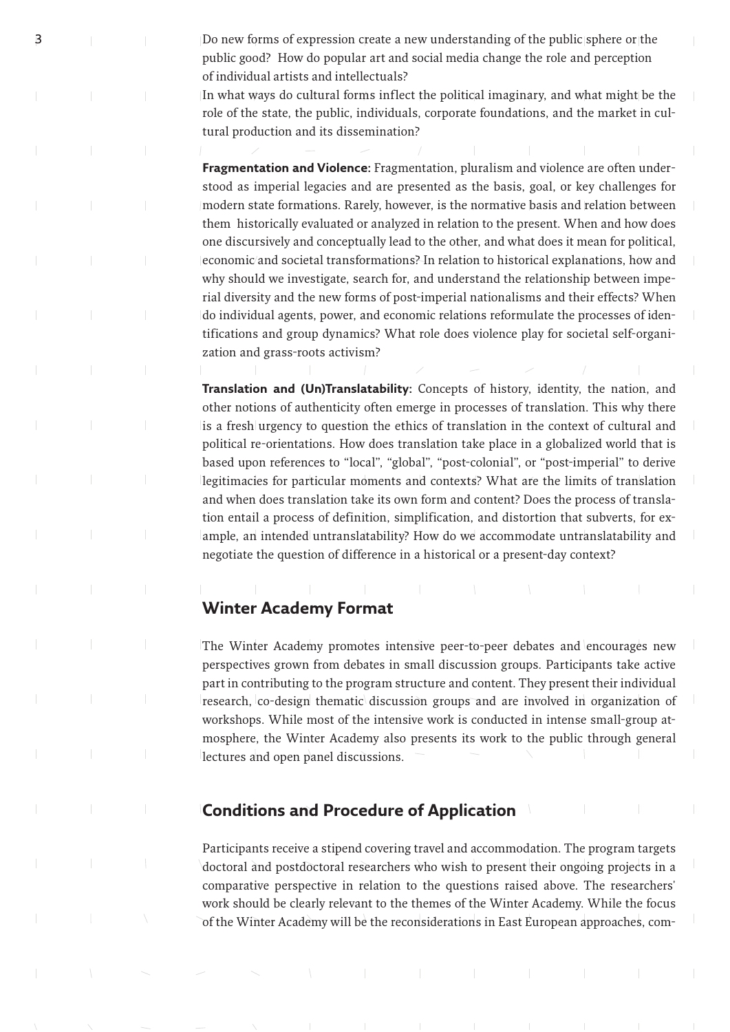Do new forms of expression create a new understanding of the public sphere or the public good? How do popular art and social media change the role and perception of individual artists and intellectuals?

In what ways do cultural forms inflect the political imaginary, and what might be the role of the state, the public, individuals, corporate foundations, and the market in cultural production and its dissemination?

**Fragmentation and Violence:** Fragmentation, pluralism and violence are often understood as imperial legacies and are presented as the basis, goal, or key challenges for modern state formations. Rarely, however, is the normative basis and relation between them historically evaluated or analyzed in relation to the present. When and how does one discursively and conceptually lead to the other, and what does it mean for political, economic and societal transformations? In relation to historical explanations, how and why should we investigate, search for, and understand the relationship between imperial diversity and the new forms of post-imperial nationalisms and their effects? When do individual agents, power, and economic relations reformulate the processes of identifications and group dynamics? What role does violence play for societal self-organization and grass-roots activism?

**Translation and (Un)Translatability:** Concepts of history, identity, the nation, and other notions of authenticity often emerge in processes of translation. This why there is a fresh urgency to question the ethics of translation in the context of cultural and political re-orientations. How does translation take place in a globalized world that is based upon references to "local", "global", "post-colonial", or "post-imperial" to derive legitimacies for particular moments and contexts? What are the limits of translation and when does translation take its own form and content? Does the process of translation entail a process of definition, simplification, and distortion that subverts, for example, an intended untranslatability? How do we accommodate untranslatability and negotiate the question of difference in a historical or a present-day context?

## Winter Academy Format

The Winter Academy promotes intensive peer-to-peer debates and encourages new perspectives grown from debates in small discussion groups. Participants take active part in contributing to the program structure and content. They present their individual research, co-design thematic discussion groups and are involved in organization of workshops. While most of the intensive work is conducted in intense small-group atmosphere, the Winter Academy also presents its work to the public through general lectures and open panel discussions.

## Conditions and Procedure of Application

Participants receive a stipend covering travel and accommodation. The program targets doctoral and postdoctoral researchers who wish to present their ongoing projects in a comparative perspective in relation to the questions raised above. The researchers' work should be clearly relevant to the themes of the Winter Academy. While the focus of the Winter Academy will be the reconsiderations in East European approaches, com-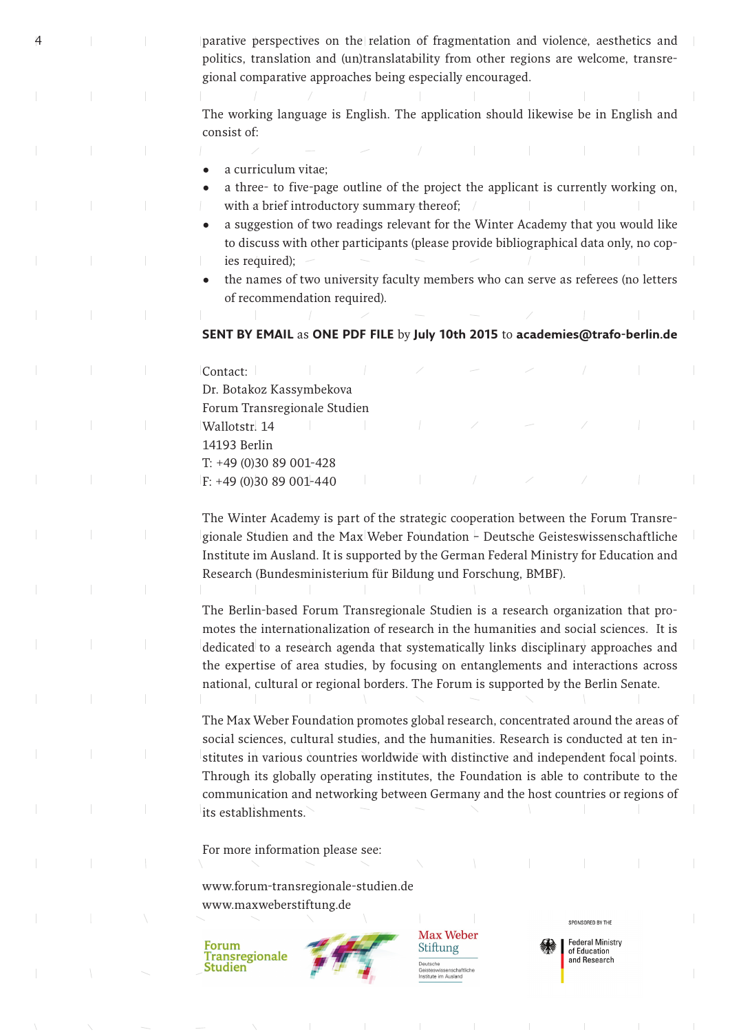parative perspectives on the relation of fragmentation and violence, aesthetics and politics, translation and (un)translatability from other regions are welcome, transregional comparative approaches being especially encouraged.

The working language is English. The application should likewise be in English and consist of:

- a curriculum vitae;
- a three- to five-page outline of the project the applicant is currently working on, with a brief introductory summary thereof;
- a suggestion of two readings relevant for the Winter Academy that you would like to discuss with other participants (please provide bibliographical data only, no copies required);
- the names of two university faculty members who can serve as referees (no letters of recommendation required).

**SENT BY EMAIL** as **ONE PDF FILE** by **July 10th 2015** to **academies@trafo-berlin.de**

Contact:
Dr. Botakoz Kassymbekova
Forum Transregionale Studien
Wallotstr. 14
14193 Berlin
T: +49 (0)30 89 001-428
F: +49 (0)30 89 001-440

The Winter Academy is part of the strategic cooperation between the Forum Transregionale Studien and the Max Weber Foundation – Deutsche Geisteswissenschaftliche Institute im Ausland. It is supported by the German Federal Ministry for Education and Research (Bundesministerium für Bildung und Forschung, BMBF).

The Berlin-based Forum Transregionale Studien is a research organization that promotes the internationalization of research in the humanities and social sciences. It is dedicated to a research agenda that systematically links disciplinary approaches and the expertise of area studies, by focusing on entanglements and interactions across national, cultural or regional borders. The Forum is supported by the Berlin Senate.

The Max Weber Foundation promotes global research, concentrated around the areas of social sciences, cultural studies, and the humanities. Research is conducted at ten institutes in various countries worldwide with distinctive and independent focal points. Through its globally operating institutes, the Foundation is able to contribute to the communication and networking between Germany and the host countries or regions of its establishments.

For more information please see:

www.forum-transregionale-studien.de
www.maxweberstiftung.de

Forum Transregionale Studien

Max Weber Stiftung
Deutsche Geisteswissenschaftliche Institute im Ausland

SPONSORED BY THE
Federal Ministry of Education and Research